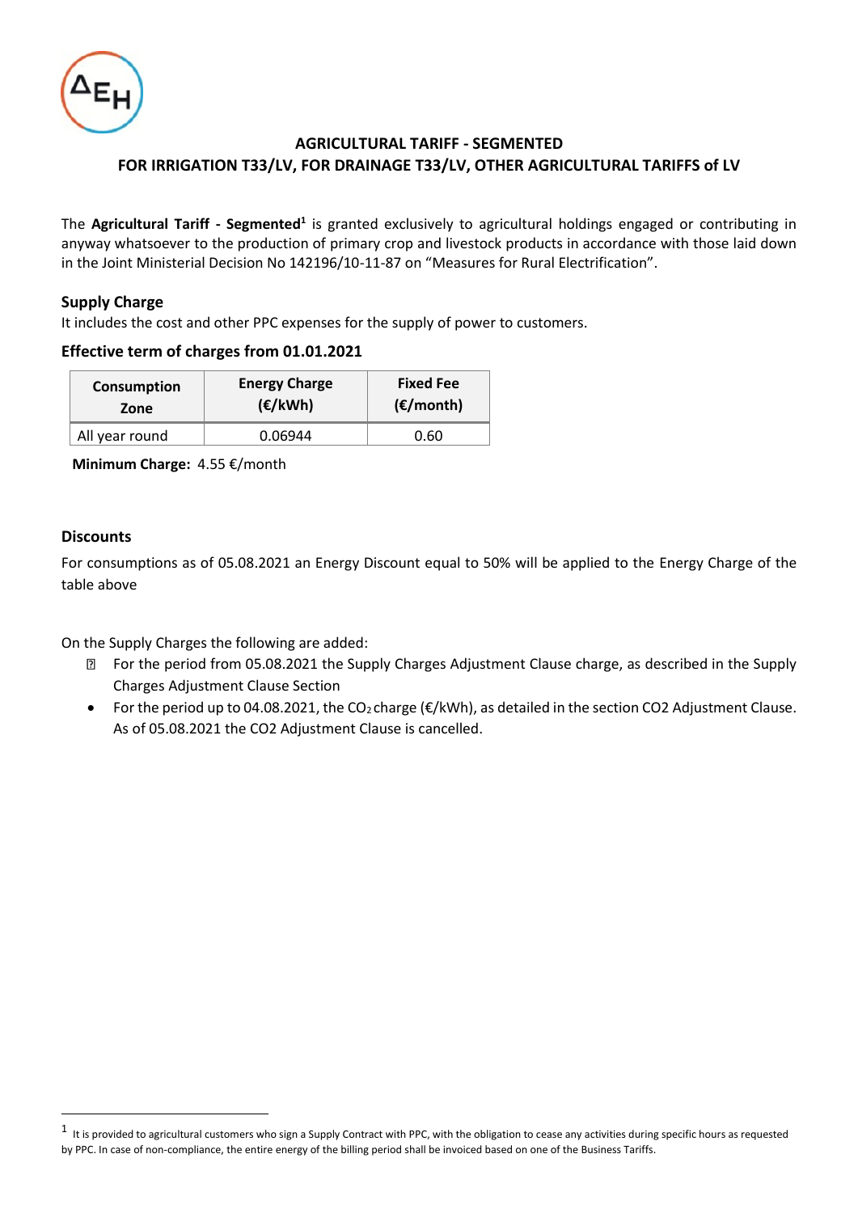# AGRICULTURAL TARIFF - SEGMENTED
## FOR IRRIGATION T33/LV, FOR DRAINAGE T33/LV, OTHER AGRICULTURAL TARIFFS of LV

The **Agricultural Tariff - Segmented**[1] is granted exclusively to agricultural holdings engaged or contributing in anyway whatsoever to the production of primary crop and livestock products in accordance with those laid down in the Joint Ministerial Decision No 142196/10-11-87 on "Measures for Rural Electrification".

### Supply Charge

It includes the cost and other PPC expenses for the supply of power to customers.

### Effective term of charges from 01.01.2021

| Consumption Zone | Energy Charge (€/kWh) | Fixed Fee (€/month) |
| --- | --- | --- |
| All year round | 0.06944 | 0.60 |

**Minimum Charge:** 4.55 €/month

### Discounts

For consumptions as of 05.08.2021 an Energy Discount equal to 50% will be applied to the Energy Charge of the table above

On the Supply Charges the following are added:

- For the period from 05.08.2021 the Supply Charges Adjustment Clause charge, as described in the Supply Charges Adjustment Clause Section
- For the period up to 04.08.2021, the $CO_2$ charge (€/kWh), as detailed in the section CO2 Adjustment Clause. As of 05.08.2021 the CO2 Adjustment Clause is cancelled.

---

[1] It is provided to agricultural customers who sign a Supply Contract with PPC, with the obligation to cease any activities during specific hours as requested by PPC. In case of non-compliance, the entire energy of the billing period shall be invoiced based on one of the Business Tariffs.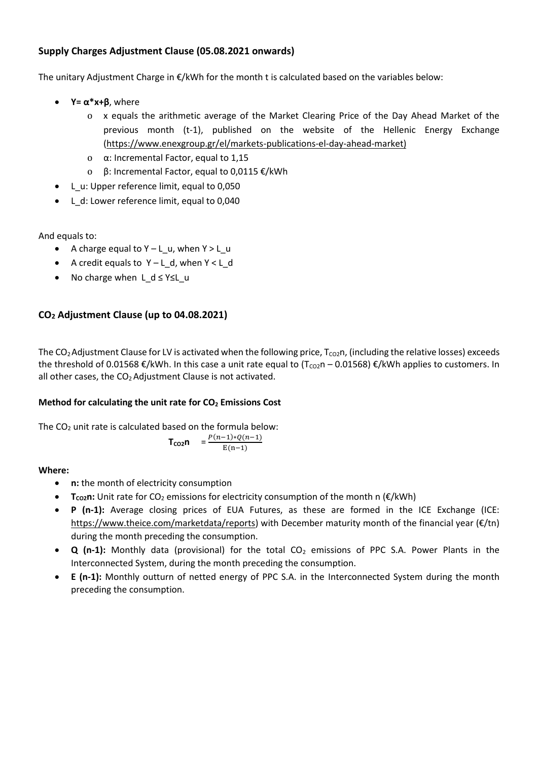## Supply Charges Adjustment Clause (05.08.2021 onwards)

The unitary Adjustment Charge in €/kWh for the month t is calculated based on the variables below:

- **Y= α*x+β**, where
  - x equals the arithmetic average of the Market Clearing Price of the Day Ahead Market of the previous month (t-1), published on the website of the Hellenic Energy Exchange (https://www.enexgroup.gr/el/markets-publications-el-day-ahead-market)
  - α: Incremental Factor, equal to 1,15
  - β: Incremental Factor, equal to 0,0115 €/kWh
- L_u: Upper reference limit, equal to 0,050
- L_d: Lower reference limit, equal to 0,040

And equals to:

- A charge equal to Y – L_u, when Y > L_u
- A credit equals to Y – L_d, when Y < L_d
- No charge when L_d ≤ Y≤L_u

## $CO_2$ Adjustment Clause (up to 04.08.2021)

The $CO_2$ Adjustment Clause for LV is activated when the following price, $T_{CO2}n$, (including the relative losses) exceeds the threshold of 0.01568 €/kWh. In this case a unit rate equal to ($T_{CO2}n$ – 0.01568) €/kWh applies to customers. In all other cases, the $CO_2$ Adjustment Clause is not activated.

### Method for calculating the unit rate for $CO_2$ Emissions Cost

The $CO_2$ unit rate is calculated based on the formula below:

$$\mathbf{T_{CO2}n} = \frac{P(n-1)*Q(n-1)}{E(n-1)}$$

**Where:**

- **n:** the month of electricity consumption
- **$T_{CO2}n$:** Unit rate for $CO_2$ emissions for electricity consumption of the month n (€/kWh)
- **P (n-1):** Average closing prices of EUA Futures, as these are formed in the ICE Exchange (ICE: https://www.theice.com/marketdata/reports) with December maturity month of the financial year (€/tn) during the month preceding the consumption.
- **Q (n-1):** Monthly data (provisional) for the total $CO_2$ emissions of PPC S.A. Power Plants in the Interconnected System, during the month preceding the consumption.
- **E (n-1):** Monthly outturn of netted energy of PPC S.A. in the Interconnected System during the month preceding the consumption.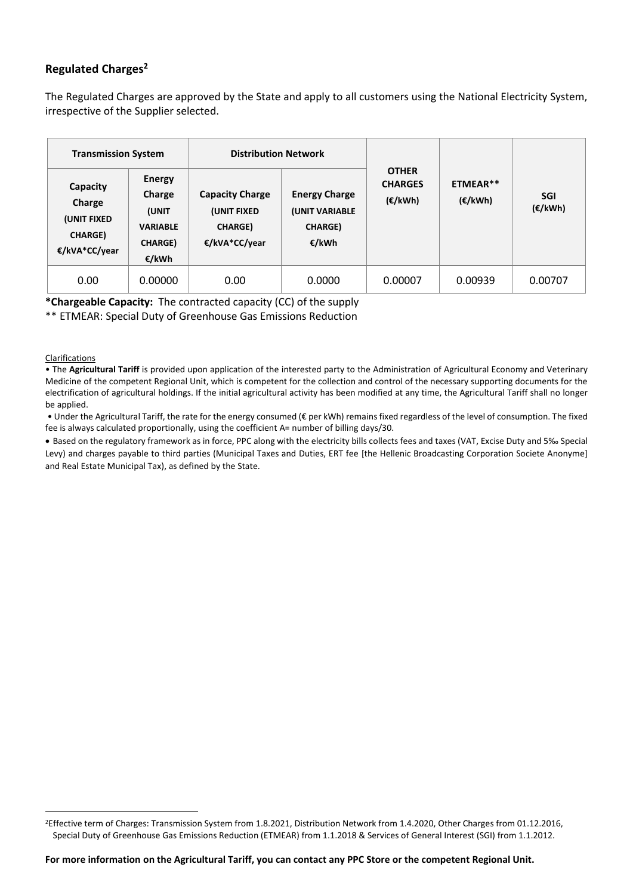## Regulated Charges[2]

The Regulated Charges are approved by the State and apply to all customers using the National Electricity System, irrespective of the Supplier selected.

| Transmission System | | Distribution Network | | OTHER CHARGES (€/kWh) | ETMEAR** (€/kWh) | SGI (€/kWh) |
|---|---|---|---|---|---|---|
| Capacity Charge (UNIT FIXED CHARGE) €/kVA*CC/year | Energy Charge (UNIT VARIABLE CHARGE) €/kWh | Capacity Charge (UNIT FIXED CHARGE) €/kVA*CC/year | Energy Charge (UNIT VARIABLE CHARGE) €/kWh | | | |
| 0.00 | 0.00000 | 0.00 | 0.0000 | 0.00007 | 0.00939 | 0.00707 |

**\*Chargeable Capacity:** The contracted capacity (CC) of the supply

** ETMEAR: Special Duty of Greenhouse Gas Emissions Reduction

Clarifications

- The **Agricultural Tariff** is provided upon application of the interested party to the Administration of Agricultural Economy and Veterinary Medicine of the competent Regional Unit, which is competent for the collection and control of the necessary supporting documents for the electrification of agricultural holdings. If the initial agricultural activity has been modified at any time, the Agricultural Tariff shall no longer be applied.
- Under the Agricultural Tariff, the rate for the energy consumed (€ per kWh) remains fixed regardless of the level of consumption. The fixed fee is always calculated proportionally, using the coefficient A= number of billing days/30.
- Based on the regulatory framework as in force, PPC along with the electricity bills collects fees and taxes (VAT, Excise Duty and 5‰ Special Levy) and charges payable to third parties (Municipal Taxes and Duties, ERT fee [the Hellenic Broadcasting Corporation Societe Anonyme] and Real Estate Municipal Tax), as defined by the State.

[2]Effective term of Charges: Transmission System from 1.8.2021, Distribution Network from 1.4.2020, Other Charges from 01.12.2016, Special Duty of Greenhouse Gas Emissions Reduction (ETMEAR) from 1.1.2018 & Services of General Interest (SGI) from 1.1.2012.

**For more information on the Agricultural Tariff, you can contact any PPC Store or the competent Regional Unit.**